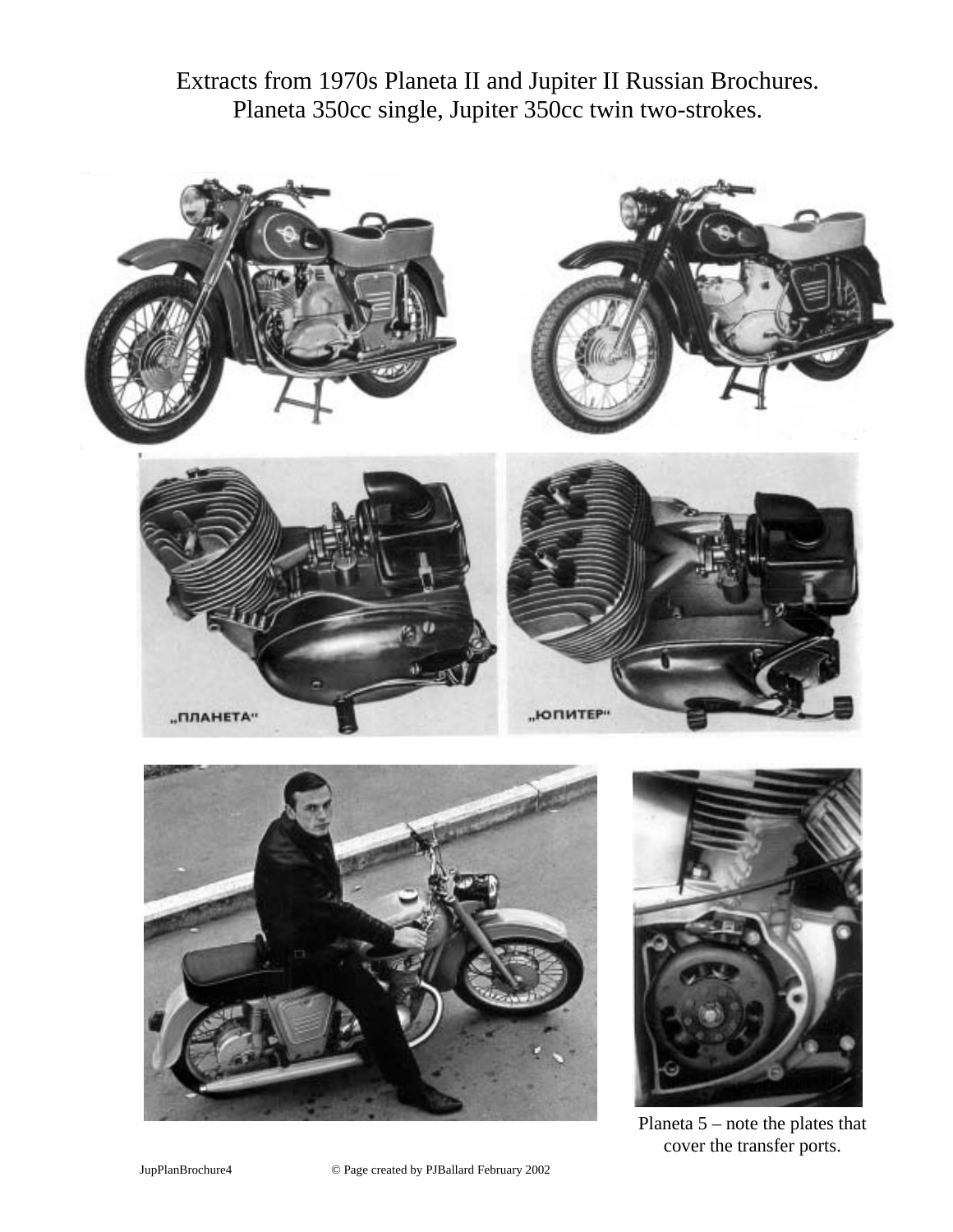Extracts from 1970s Planeta II and Jupiter II Russian Brochures.
Planeta 350cc single, Jupiter 350cc twin two-strokes.

„ПЛАНЕТА"

„ЮПИТЕР"

Planeta 5 – note the plates that cover the transfer ports.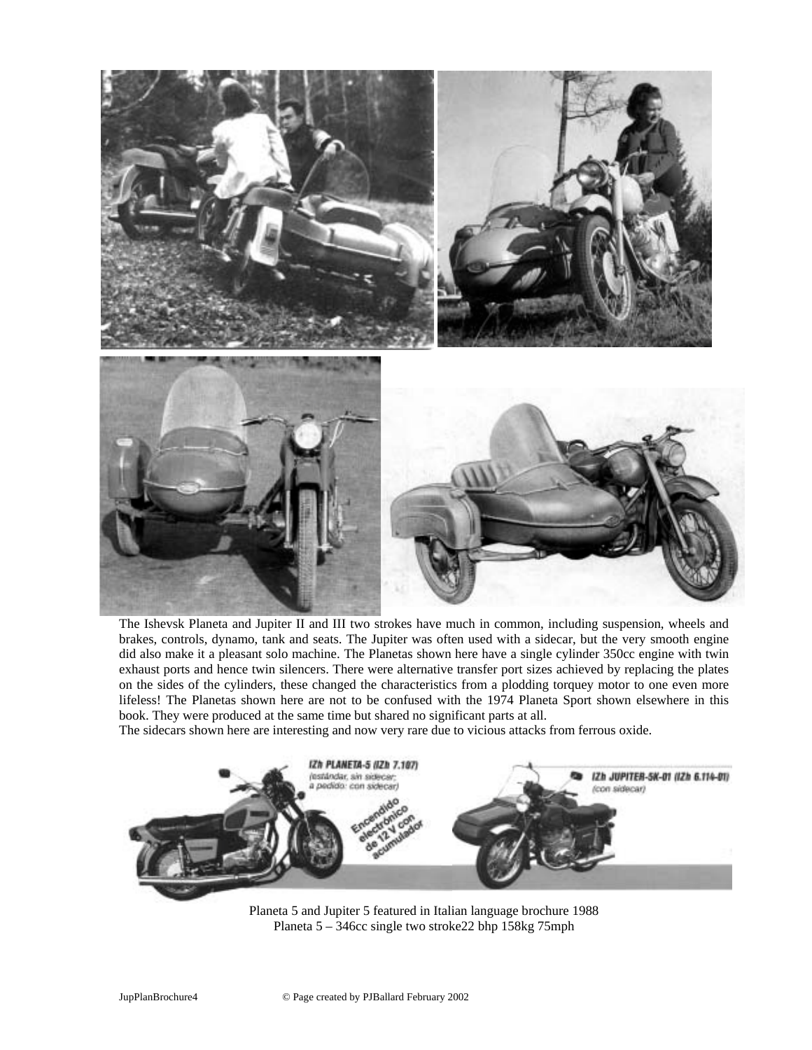The Ishevsk Planeta and Jupiter II and III two strokes have much in common, including suspension, wheels and brakes, controls, dynamo, tank and seats. The Jupiter was often used with a sidecar, but the very smooth engine did also make it a pleasant solo machine. The Planetas shown here have a single cylinder 350cc engine with twin exhaust ports and hence twin silencers. There were alternative transfer port sizes achieved by replacing the plates on the sides of the cylinders, these changed the characteristics from a plodding torquey motor to one even more lifeless! The Planetas shown here are not to be confused with the 1974 Planeta Sport shown elsewhere in this book. They were produced at the same time but shared no significant parts at all.

The sidecars shown here are interesting and now very rare due to vicious attacks from ferrous oxide.

Planeta 5 and Jupiter 5 featured in Italian language brochure 1988

Planeta 5 – 346cc single two stroke22 bhp 158kg 75mph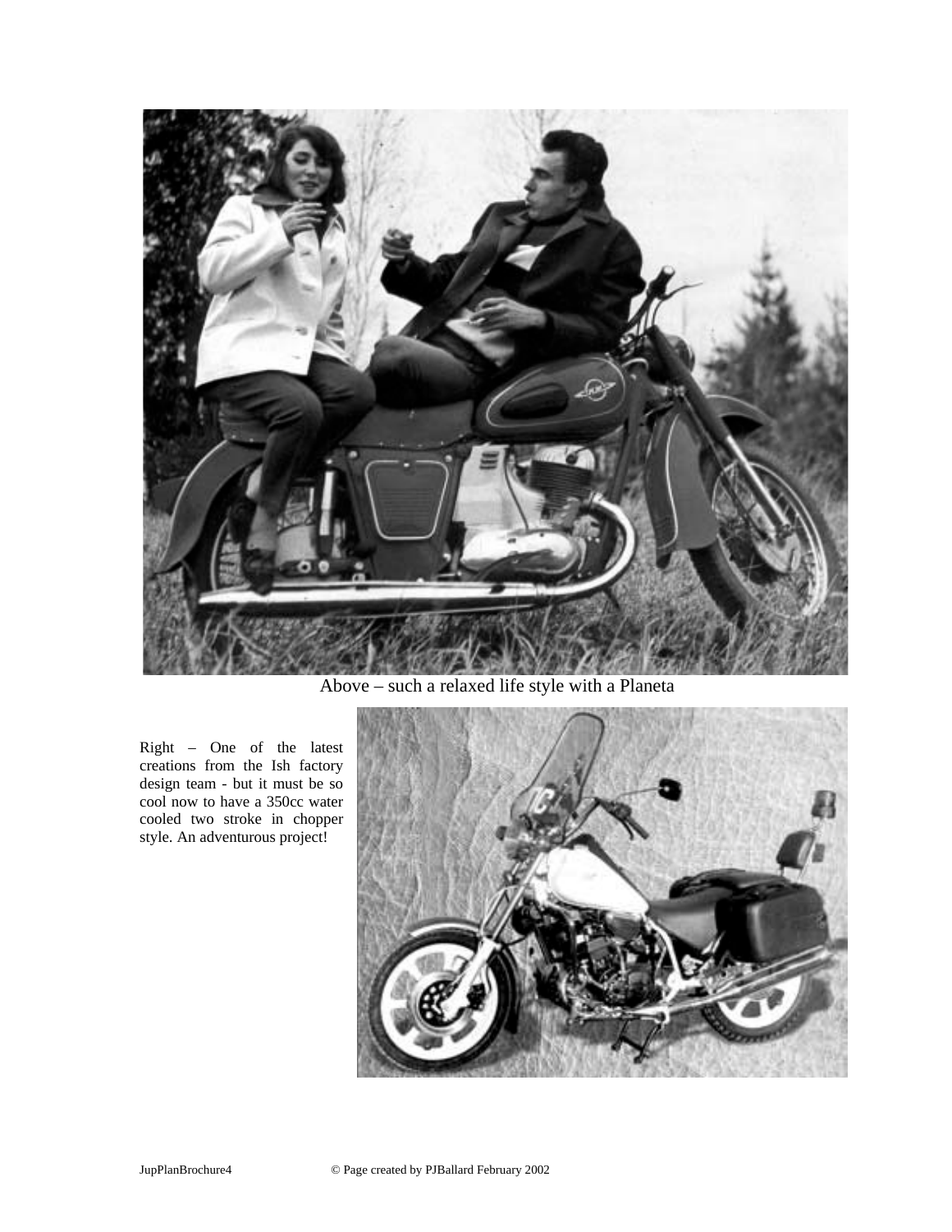Above – such a relaxed life style with a Planeta

Right – One of the latest creations from the Ish factory design team - but it must be so cool now to have a 350cc water cooled two stroke in chopper style. An adventurous project!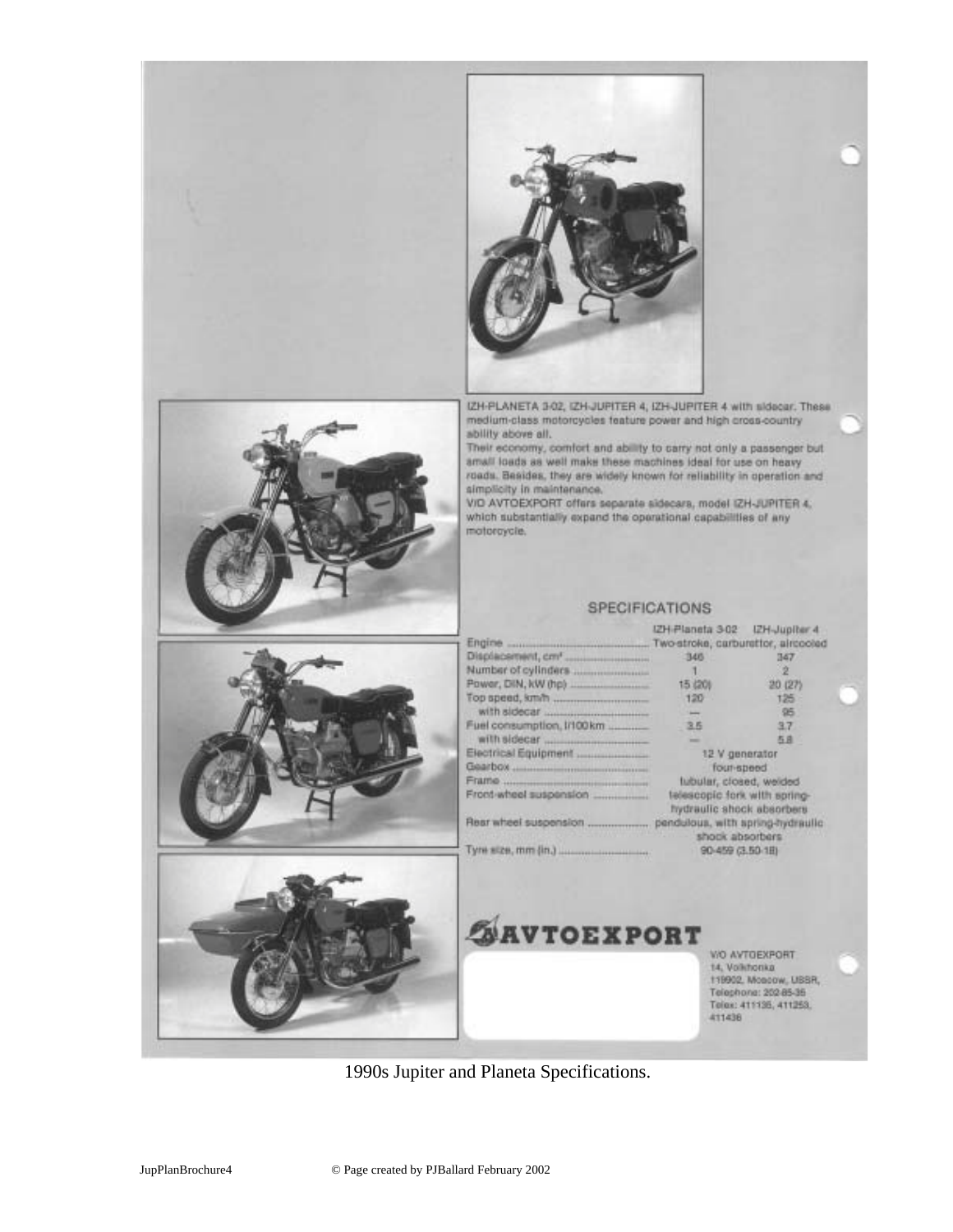IZH-PLANETA 3-02, IZH-JUPITER 4, IZH-JUPITER 4 with sidecar. These medium-class motorcycles feature power and high cross-country ability above all.
Their economy, comfort and ability to carry not only a passenger but small loads as well make these machines ideal for use on heavy roads. Besides, they are widely known for reliability in operation and simplicity in maintenance.
V/O AVTOEXPORT offers separate sidecars, model IZH-JUPITER 4, which substantially expand the operational capabilities of any motorcycle.

## SPECIFICATIONS

| | IZH-Planeta 3-02 | IZH-Jupiter 4 |
|---|---|---|
| Engine | Two-stroke, carburettor, aircooled | |
| Displacement, cm³ | 346 | 347 |
| Number of cylinders | 1 | 2 |
| Power, DIN, kW (hp) | 15 (20) | 20 (27) |
| Top speed, km/h | 120 | 125 |
| with sidecar | — | 95 |
| Fuel consumption, l/100km | 3.5 | 3.7 |
| with sidecar | — | 5.8 |
| Electrical Equipment | 12 V generator | |
| Gearbox | four-speed | |
| Frame | tubular, closed, welded | |
| Front-wheel suspension | telescopic fork with spring-hydraulic shock absorbers | |
| Rear wheel suspension | pendulous, with spring-hydraulic shock absorbers | |
| Tyre size, mm (in.) | 90-459 (3.50-18) | |

AVTOEXPORT

V/O AVTOEXPORT
14, Volkhonka
119902, Moscow, USSR,
Telephone: 202-85-35
Telex: 411135, 411253, 411436

1990s Jupiter and Planeta Specifications.

JupPlanBrochure4 © Page created by PJBallard February 2002